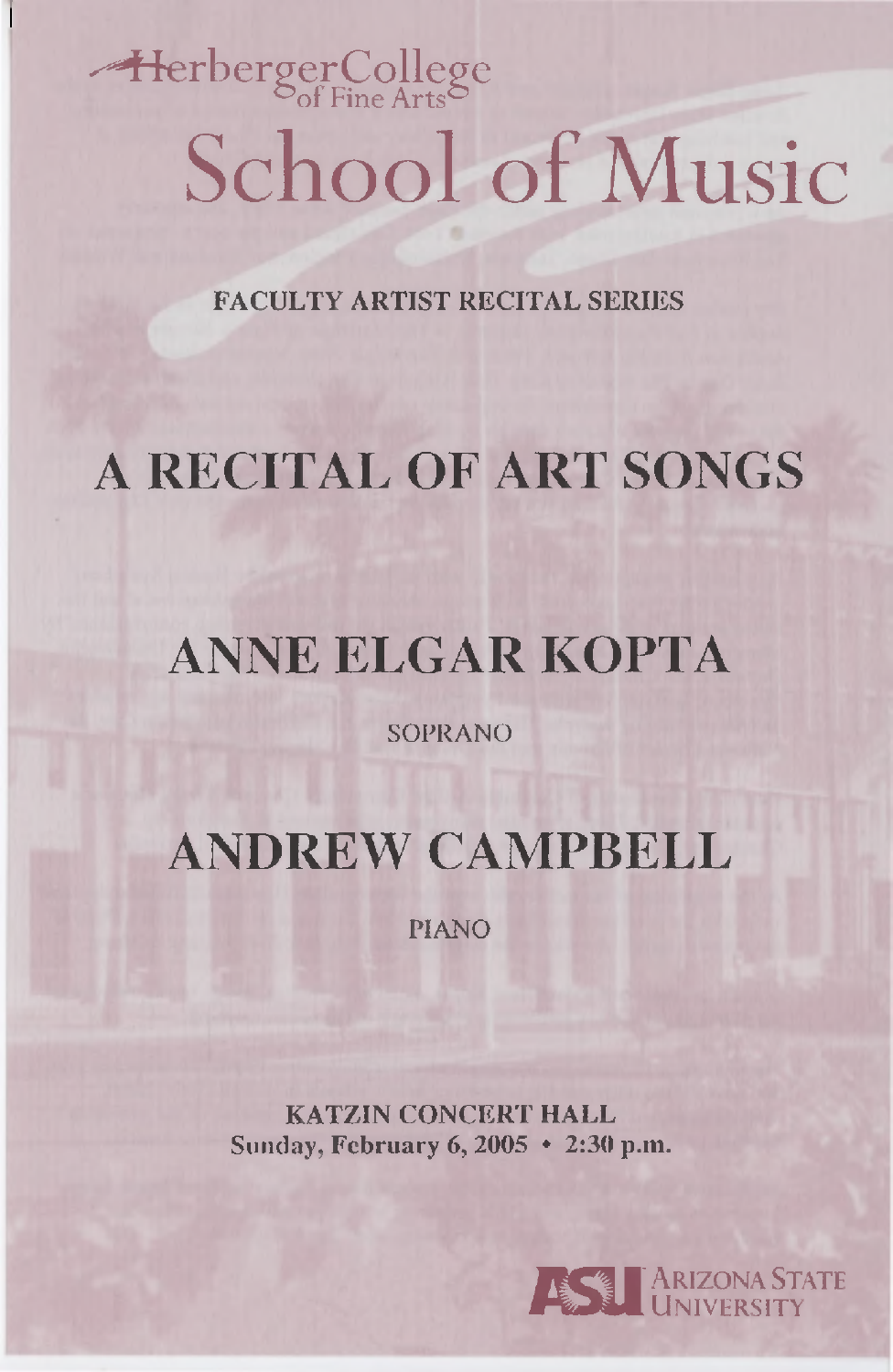Herberger College of Fine Arts

# School of Music

**FACULTY ARTIST RECITAL SERIES**

# A RECITAL OF ART SONGS

## ANNE ELGAR KOPTA

SOPRANO

## ANDREW CAMPBELL

PIANO

**KATZIN CONCERT HALL**
**Sunday, February 6, 2005 • 2:30 p.m.**

ASU ARIZONA STATE UNIVERSITY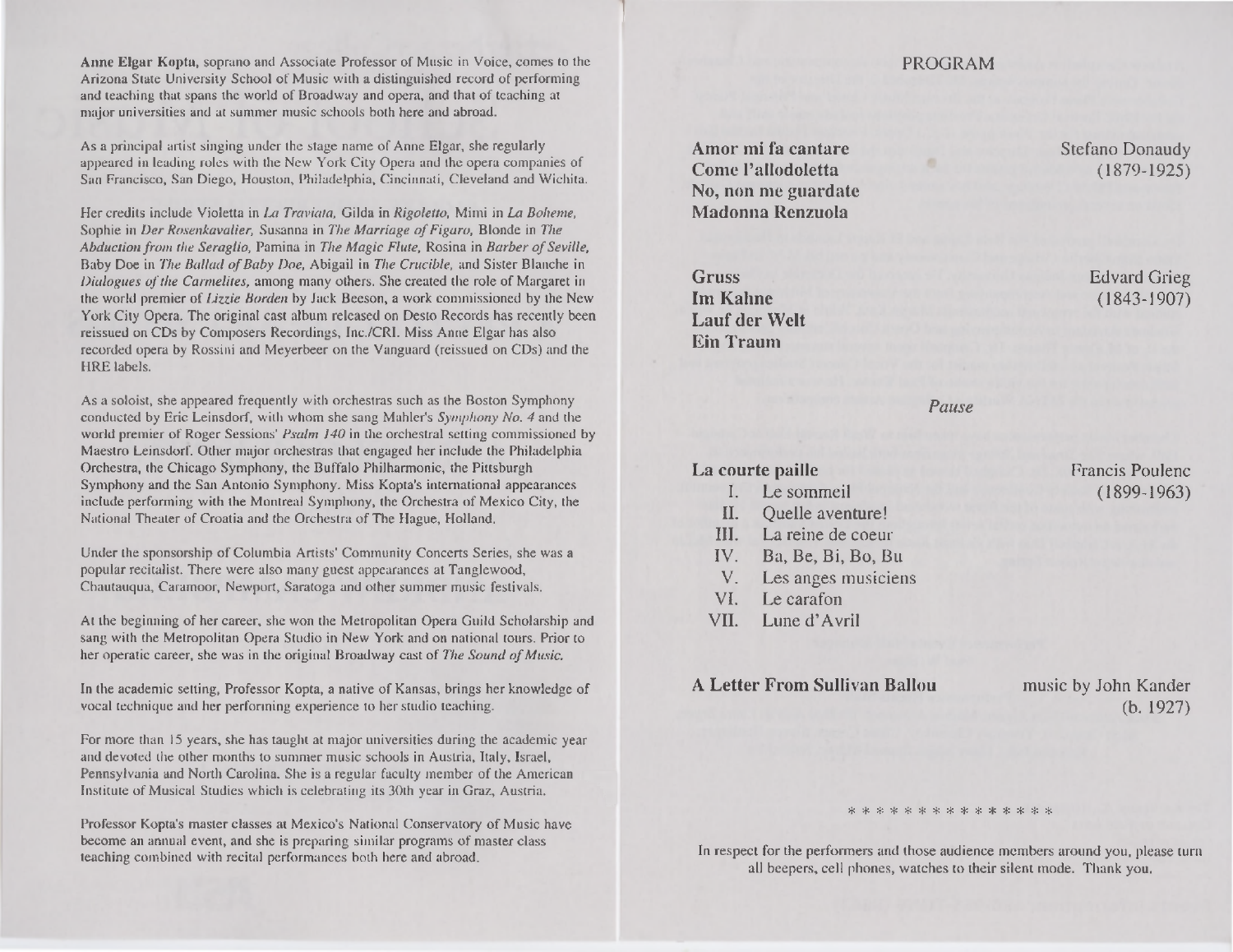**Anne Elgar Kopta,** soprano and Associate Professor of Music in Voice, comes to the Arizona State University School of Music with a distinguished record of performing and teaching that spans the world of Broadway and opera, and that of teaching at major universities and at summer music schools both here and abroad.

As a principal artist singing under the stage name of Anne Elgar, she regularly appeared in leading roles with the New York City Opera and the opera companies of San Francisco, San Diego, Houston, Philadelphia, Cincinnati, Cleveland and Wichita.

Her credits include Violetta in *La Traviata,* Gilda in *Rigoletto,* Mimi in *La Boheme,* Sophie in *Der Rosenkavalier,* Susanna in *The Marriage of Figaro,* Blonde in *The Abduction from the Seraglio,* Pamina in *The Magic Flute,* Rosina in *Barber of Seville,* Baby Doe in *The Ballad of Baby Doe,* Abigail in *The Crucible,* and Sister Blanche in *Dialogues of the Carmelites,* among many others. She created the role of Margaret in the world premier of *Lizzie Borden* by Jack Beeson, a work commissioned by the New York City Opera. The original cast album released on Desto Records has recently been reissued on CDs by Composers Recordings, Inc./CRI. Miss Anne Elgar has also recorded opera by Rossini and Meyerbeer on the Vanguard (reissued on CDs) and the HRE labels.

As a soloist, she appeared frequently with orchestras such as the Boston Symphony conducted by Eric Leinsdorf, with whom she sang Mahler's *Symphony No. 4* and the world premier of Roger Sessions' *Psalm 140* in the orchestral setting commissioned by Maestro Leinsdorf. Other major orchestras that engaged her include the Philadelphia Orchestra, the Chicago Symphony, the Buffalo Philharmonic, the Pittsburgh Symphony and the San Antonio Symphony. Miss Kopta's international appearances include performing with the Montreal Symphony, the Orchestra of Mexico City, the National Theater of Croatia and the Orchestra of The Hague, Holland.

Under the sponsorship of Columbia Artists' Community Concerts Series, she was a popular recitalist. There were also many guest appearances at Tanglewood, Chautauqua, Caramoor, Newport, Saratoga and other summer music festivals.

At the beginning of her career, she won the Metropolitan Opera Guild Scholarship and sang with the Metropolitan Opera Studio in New York and on national tours. Prior to her operatic career, she was in the original Broadway cast of *The Sound of Music.*

In the academic setting, Professor Kopta, a native of Kansas, brings her knowledge of vocal technique and her performing experience to her studio teaching.

For more than 15 years, she has taught at major universities during the academic year and devoted the other months to summer music schools in Austria, Italy, Israel, Pennsylvania and North Carolina. She is a regular faculty member of the American Institute of Musical Studies which is celebrating its 30th year in Graz, Austria.

Professor Kopta's master classes at Mexico's National Conservatory of Music have become an annual event, and she is preparing similar programs of master class teaching combined with recital performances both here and abroad.

# PROGRAM

**Amor mi fa cantare**
**Come l'allodoletta**
**No, non me guardate**
**Madonna Renzuola**

Stefano Donaudy (1879-1925)

**Gruss**
**Im Kahne**
**Lauf der Welt**
**Ein Traum**

Edvard Grieg (1843-1907)

*Pause*

**La courte paille**

I. Le sommeil
II. Quelle aventure!
III. La reine de coeur
IV. Ba, Be, Bi, Bo, Bu
V. Les anges musiciens
VI. Le carafon
VII. Lune d'Avril

Francis Poulenc (1899-1963)

**A Letter From Sullivan Ballou**

music by John Kander (b. 1927)

* * * * * * * * * * * * * * *

In respect for the performers and those audience members around you, please turn all beepers, cell phones, watches to their silent mode. Thank you.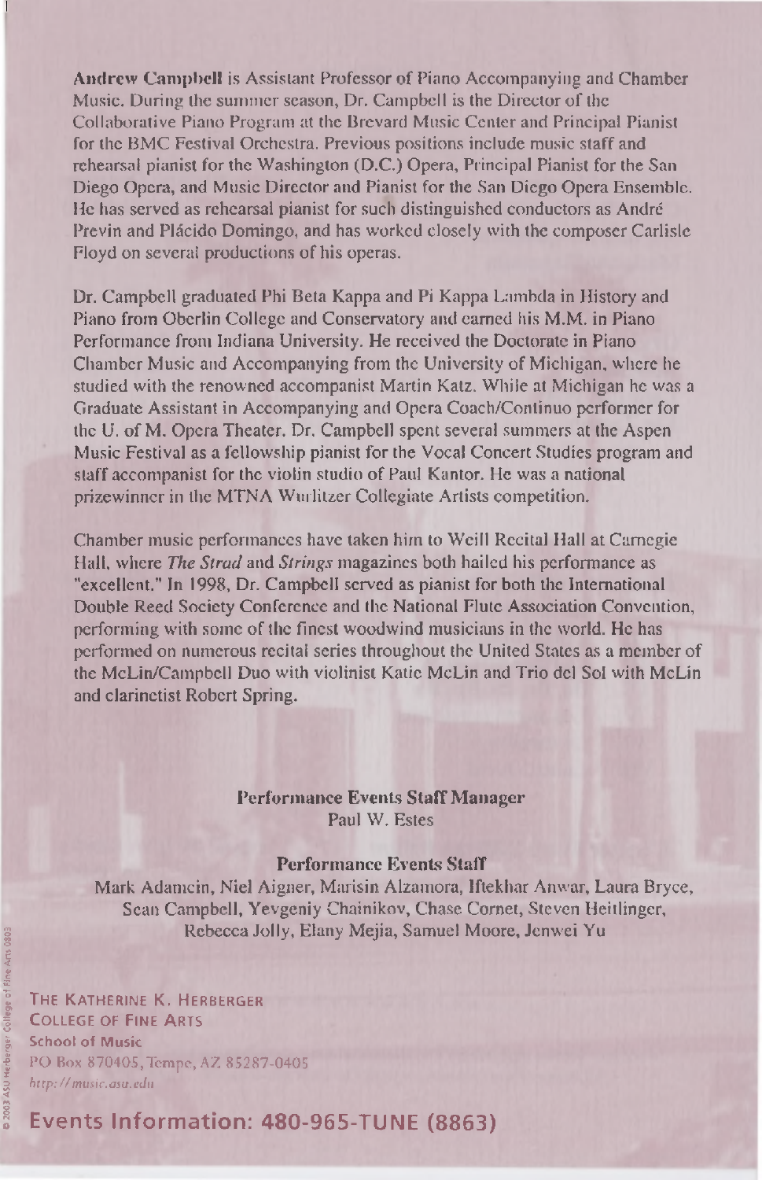**Andrew Campbell** is Assistant Professor of Piano Accompanying and Chamber Music. During the summer season, Dr. Campbell is the Director of the Collaborative Piano Program at the Brevard Music Center and Principal Pianist for the BMC Festival Orchestra. Previous positions include music staff and rehearsal pianist for the Washington (D.C.) Opera, Principal Pianist for the San Diego Opera, and Music Director and Pianist for the San Diego Opera Ensemble. He has served as rehearsal pianist for such distinguished conductors as André Previn and Plácido Domingo, and has worked closely with the composer Carlisle Floyd on several productions of his operas.

Dr. Campbell graduated Phi Beta Kappa and Pi Kappa Lambda in History and Piano from Oberlin College and Conservatory and earned his M.M. in Piano Performance from Indiana University. He received the Doctorate in Piano Chamber Music and Accompanying from the University of Michigan, where he studied with the renowned accompanist Martin Katz. While at Michigan he was a Graduate Assistant in Accompanying and Opera Coach/Continuo performer for the U. of M. Opera Theater. Dr. Campbell spent several summers at the Aspen Music Festival as a fellowship pianist for the Vocal Concert Studies program and staff accompanist for the violin studio of Paul Kantor. He was a national prizewinner in the MTNA Wurlitzer Collegiate Artists competition.

Chamber music performances have taken him to Weill Recital Hall at Carnegie Hall, where *The Strad* and *Strings* magazines both hailed his performance as "excellent." In 1998, Dr. Campbell served as pianist for both the International Double Reed Society Conference and the National Flute Association Convention, performing with some of the finest woodwind musicians in the world. He has performed on numerous recital series throughout the United States as a member of the McLin/Campbell Duo with violinist Katie McLin and Trio del Sol with McLin and clarinetist Robert Spring.

**Performance Events Staff Manager**
Paul W. Estes

**Performance Events Staff**
Mark Adamcin, Niel Aigner, Marisin Alzamora, Iftekhar Anwar, Laura Bryce, Sean Campbell, Yevgeniy Chainikov, Chase Cornet, Steven Heitlinger, Rebecca Jolly, Elany Mejia, Samuel Moore, Jenwei Yu

THE KATHERINE K. HERBERGER
COLLEGE OF FINE ARTS
School of Music
PO Box 870405, Tempe, AZ 85287-0405
*http://music.asu.edu*

© 2003 ASU Herberger College of Fine Arts 0803

**Events Information: 480-965-TUNE (8863)**